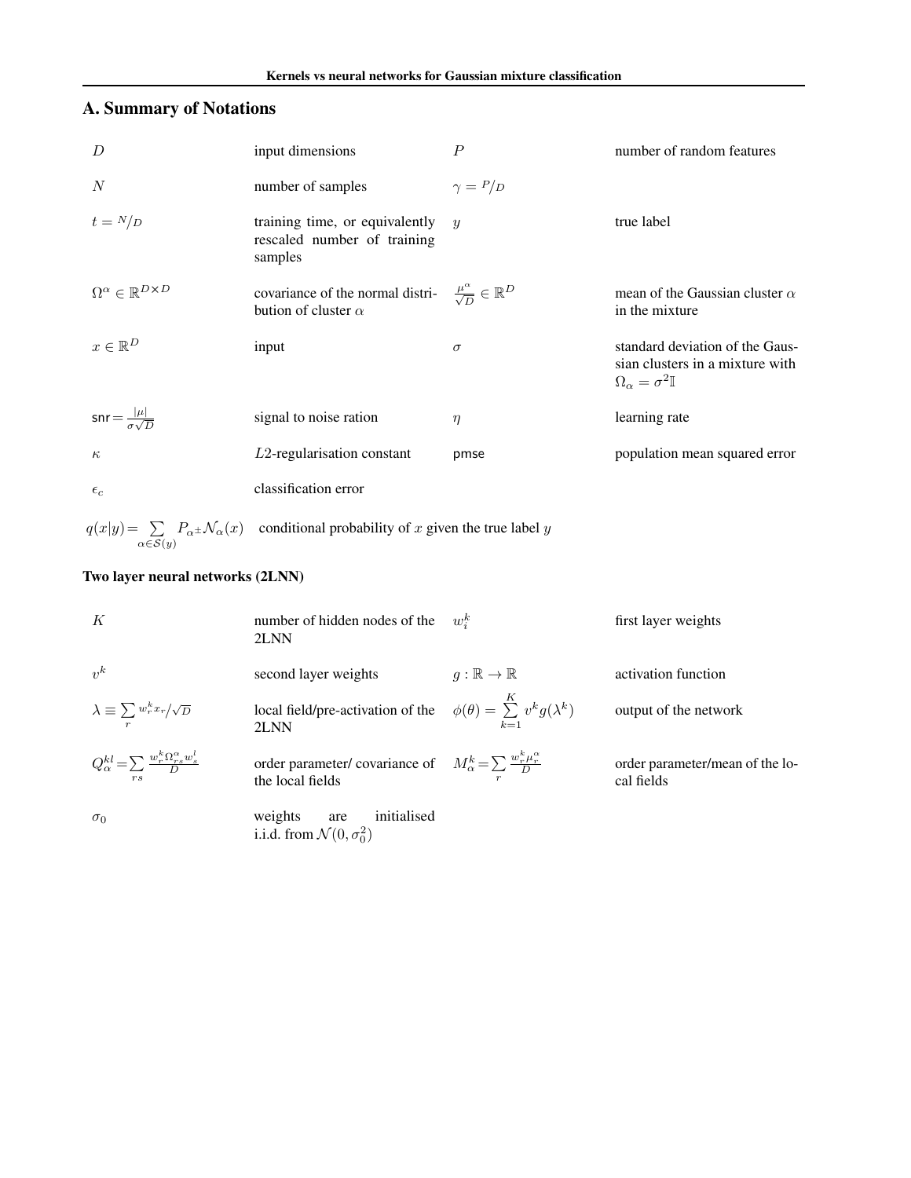## A. Summary of Notations

| | | | |
|---|---|---|---|
| $D$ | input dimensions | $P$ | number of random features |
| $N$ | number of samples | $\gamma = P/D$ | |
| $t = N/D$ | training time, or equivalently rescaled number of training samples | $y$ | true label |
| $\Omega^\alpha \in \mathbb{R}^{D\times D}$ | covariance of the normal distribution of cluster $\alpha$ | $\frac{\mu^\alpha}{\sqrt{D}} \in \mathbb{R}^D$ | mean of the Gaussian cluster $\alpha$ in the mixture |
| $x \in \mathbb{R}^D$ | input | $\sigma$ | standard deviation of the Gaussian clusters in a mixture with $\Omega_\alpha = \sigma^2\mathbb{I}$ |
| $\mathsf{snr} = \frac{\lvert\mu\rvert}{\sigma\sqrt{D}}$ | signal to noise ration | $\eta$ | learning rate |
| $\kappa$ | $L2$-regularisation constant | pmse | population mean squared error |
| $\epsilon_c$ | classification error | | |
| $q(x\lvert y) = \sum_{\alpha\in\mathcal{S}(y)} P_{\alpha^\pm}\mathcal{N}_\alpha(x)$ | conditional probability of $x$ given the true label $y$ | | |

**Two layer neural networks (2LNN)**

| | | | |
|---|---|---|---|
| $K$ | number of hidden nodes of the 2LNN | $w_i^k$ | first layer weights |
| $v^k$ | second layer weights | $g : \mathbb{R} \to \mathbb{R}$ | activation function |
| $\lambda \equiv \sum_r w_r^k x_r / \sqrt{D}$ | local field/pre-activation of the 2LNN | $\phi(\theta) = \sum_{k=1}^{K} v^k g(\lambda^k)$ | output of the network |
| $Q_\alpha^{kl} = \sum_{rs} \frac{w_r^k \Omega_{rs}^\alpha w_s^l}{D}$ | order parameter/ covariance of the local fields | $M_\alpha^k = \sum_r \frac{w_r^k \mu_r^\alpha}{D}$ | order parameter/mean of the local fields |
| $\sigma_0$ | weights are initialised i.i.d. from $\mathcal{N}(0, \sigma_0^2)$ | | |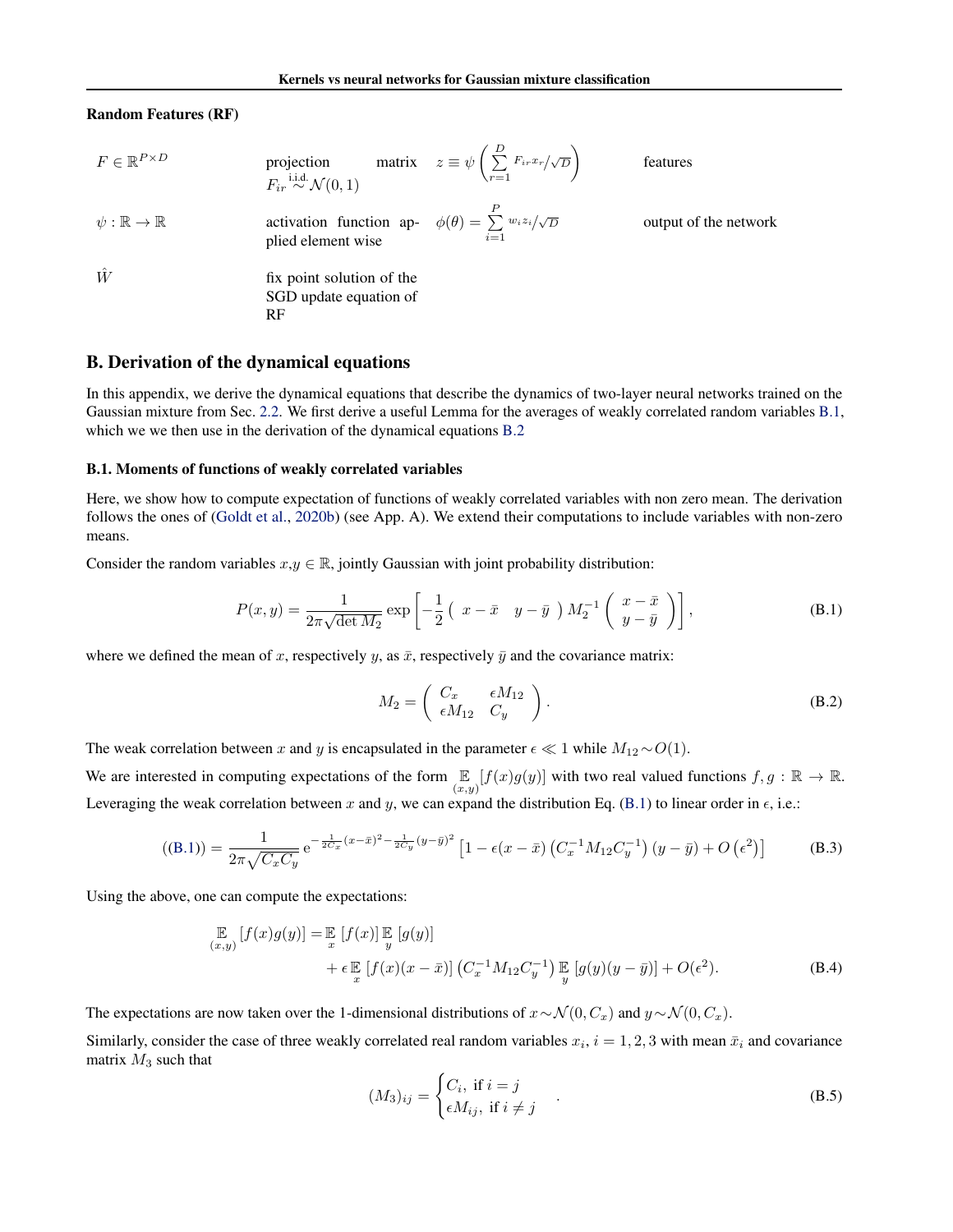**Random Features (RF)**

| | | | |
|---|---|---|---|
| $F \in \mathbb{R}^{P\times D}$ | projection matrix $F_{ir} \overset{\text{i.i.d.}}{\sim} \mathcal{N}(0,1)$ | $z \equiv \psi\left(\sum_{r=1}^{D} F_{ir}x_r/\sqrt{D}\right)$ | features |
| $\psi : \mathbb{R} \to \mathbb{R}$ | activation function applied element wise | $\phi(\theta) = \sum_{i=1}^{P} w_i z_i/\sqrt{D}$ | output of the network |
| $\hat{W}$ | fix point solution of the SGD update equation of RF | | |

## B. Derivation of the dynamical equations

In this appendix, we derive the dynamical equations that describe the dynamics of two-layer neural networks trained on the Gaussian mixture from Sec. 2.2. We first derive a useful Lemma for the averages of weakly correlated random variables B.1, which we we then use in the derivation of the dynamical equations B.2

### B.1. Moments of functions of weakly correlated variables

Here, we show how to compute expectation of functions of weakly correlated variables with non zero mean. The derivation follows the ones of (Goldt et al., 2020b) (see App. A). We extend their computations to include variables with non-zero means.

Consider the random variables $x$,$y \in \mathbb{R}$, jointly Gaussian with joint probability distribution:

$$P(x,y) = \frac{1}{2\pi\sqrt{\det M_2}} \exp\left[-\frac{1}{2}\begin{pmatrix} x-\bar{x} & y-\bar{y} \end{pmatrix} M_2^{-1} \begin{pmatrix} x-\bar{x} \\ y-\bar{y} \end{pmatrix}\right], \tag{B.1}$$

where we defined the mean of $x$, respectively $y$, as $\bar{x}$, respectively $\bar{y}$ and the covariance matrix:

$$M_2 = \begin{pmatrix} C_x & \epsilon M_{12} \\ \epsilon M_{12} & C_y \end{pmatrix}. \tag{B.2}$$

The weak correlation between $x$ and $y$ is encapsulated in the parameter $\epsilon \ll 1$ while $M_{12} \sim O(1)$.

We are interested in computing expectations of the form $\underset{(x,y)}{\mathbb{E}}[f(x)g(y)]$ with two real valued functions $f, g : \mathbb{R} \to \mathbb{R}$. Leveraging the weak correlation between $x$ and $y$, we can expand the distribution Eq. (B.1) to linear order in $\epsilon$, i.e.:

$$((\text{B.1})) = \frac{1}{2\pi\sqrt{C_x C_y}} \, \mathrm{e}^{-\frac{1}{2C_x}(x-\bar{x})^2 - \frac{1}{2C_y}(y-\bar{y})^2} \left[1 - \epsilon(x-\bar{x})\left(C_x^{-1} M_{12} C_y^{-1}\right)(y-\bar{y}) + O\left(\epsilon^2\right)\right] \tag{B.3}$$

Using the above, one can compute the expectations:

$$\begin{aligned}\underset{(x,y)}{\mathbb{E}}[f(x)g(y)] =& \underset{x}{\mathbb{E}}[f(x)] \underset{y}{\mathbb{E}}[g(y)] \\ &+ \epsilon \underset{x}{\mathbb{E}}[f(x)(x-\bar{x})]\left(C_x^{-1} M_{12} C_y^{-1}\right) \underset{y}{\mathbb{E}}[g(y)(y-\bar{y})] + O(\epsilon^2).\end{aligned} \tag{B.4}$$

The expectations are now taken over the 1-dimensional distributions of $x \sim \mathcal{N}(0, C_x)$ and $y \sim \mathcal{N}(0, C_x)$.

Similarly, consider the case of three weakly correlated real random variables $x_i$, $i = 1, 2, 3$ with mean $\bar{x}_i$ and covariance matrix $M_3$ such that

$$(M_3)_{ij} = \begin{cases} C_i, \text{ if } i = j \\ \epsilon M_{ij}, \text{ if } i \neq j \end{cases}. \tag{B.5}$$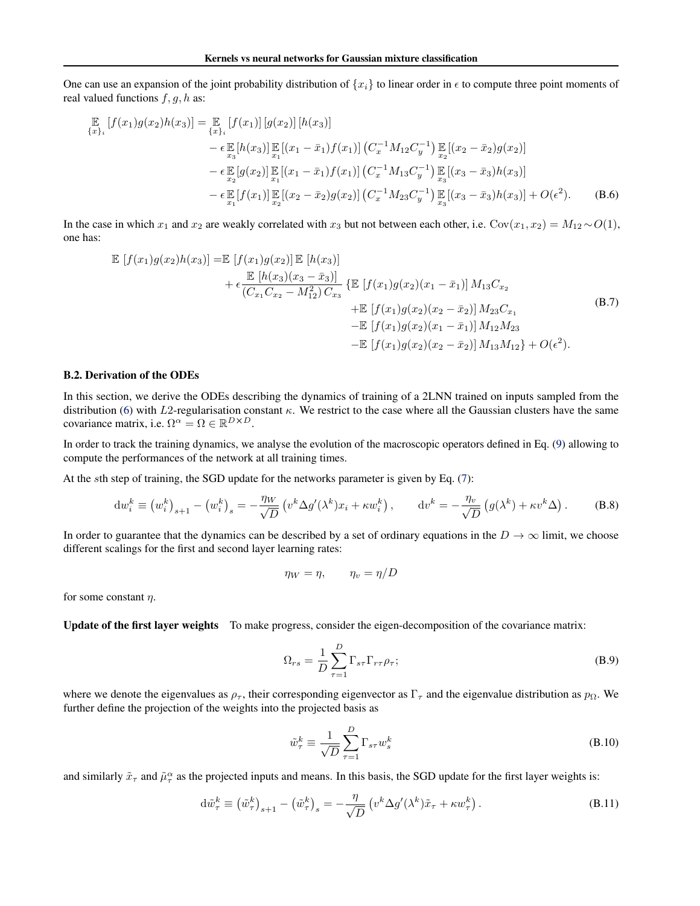One can use an expansion of the joint probability distribution of $\{x_i\}$ to linear order in $\epsilon$ to compute three point moments of real valued functions $f, g, h$ as:

$$
\begin{aligned}
\mathop{\mathbb{E}}_{\{x\}_i}\left[f(x_1)g(x_2)h(x_3)\right] = &\mathop{\mathbb{E}}_{\{x\}_i}\left[f(x_1)\right]\left[g(x_2)\right]\left[h(x_3)\right] \\
&- \epsilon \mathop{\mathbb{E}}_{x_3}[h(x_3)] \mathop{\mathbb{E}}_{x_1}[(x_1-\bar{x}_1)f(x_1)] \left(C_x^{-1} M_{12} C_y^{-1}\right) \mathop{\mathbb{E}}_{x_2}[(x_2-\bar{x}_2)g(x_2)] \\
&- \epsilon \mathop{\mathbb{E}}_{x_2}[g(x_2)] \mathop{\mathbb{E}}_{x_1}[(x_1-\bar{x}_1)f(x_1)] \left(C_x^{-1} M_{13} C_y^{-1}\right) \mathop{\mathbb{E}}_{x_3}[(x_3-\bar{x}_3)h(x_3)] \\
&- \epsilon \mathop{\mathbb{E}}_{x_1}[f(x_1)] \mathop{\mathbb{E}}_{x_2}[(x_2-\bar{x}_2)g(x_2)] \left(C_x^{-1} M_{23} C_y^{-1}\right) \mathop{\mathbb{E}}_{x_3}[(x_3-\bar{x}_3)h(x_3)] + O(\epsilon^2).
\end{aligned}
\tag{B.6}
$$

In the case in which $x_1$ and $x_2$ are weakly correlated with $x_3$ but not between each other, i.e. $\mathrm{Cov}(x_1, x_2) = M_{12} \sim O(1)$, one has:

$$
\begin{aligned}
\mathbb{E}\left[f(x_1)g(x_2)h(x_3)\right] = &\mathbb{E}\left[f(x_1)g(x_2)\right]\mathbb{E}\left[h(x_3)\right] \\
&+ \epsilon \frac{\mathbb{E}\left[h(x_3)(x_3-\bar{x}_3)\right]}{\left(C_{x_1}C_{x_2} - M_{12}^2\right)C_{x_3}} \{\mathbb{E}\left[f(x_1)g(x_2)(x_1-\bar{x}_1)\right] M_{13} C_{x_2} \\
&\qquad + \mathbb{E}\left[f(x_1)g(x_2)(x_2-\bar{x}_2)\right] M_{23} C_{x_1} \\
&\qquad - \mathbb{E}\left[f(x_1)g(x_2)(x_1-\bar{x}_1)\right] M_{12} M_{23} \\
&\qquad - \mathbb{E}\left[f(x_1)g(x_2)(x_2-\bar{x}_2)\right] M_{13} M_{12}\} + O(\epsilon^2).
\end{aligned}
\tag{B.7}
$$

## B.2. Derivation of the ODEs

In this section, we derive the ODEs describing the dynamics of training of a 2LNN trained on inputs sampled from the distribution (6) with $L2$-regularisation constant $\kappa$. We restrict to the case where all the Gaussian clusters have the same covariance matrix, i.e. $\Omega^\alpha = \Omega \in \mathbb{R}^{D\times D}$.

In order to track the training dynamics, we analyse the evolution of the macroscopic operators defined in Eq. (9) allowing to compute the performances of the network at all training times.

At the $s$th step of training, the SGD update for the networks parameter is given by Eq. (7):

$$
\mathrm{d}w_i^k \equiv \left(w_i^k\right)_{s+1} - \left(w_i^k\right)_s = -\frac{\eta_W}{\sqrt{D}}\left(v^k \Delta g'(\lambda^k) x_i + \kappa w_i^k\right), \qquad \mathrm{d}v^k = -\frac{\eta_v}{\sqrt{D}}\left(g(\lambda^k) + \kappa v^k \Delta\right).
\tag{B.8}
$$

In order to guarantee that the dynamics can be described by a set of ordinary equations in the $D\to\infty$ limit, we choose different scalings for the first and second layer learning rates:

$$
\eta_W = \eta, \qquad \eta_v = \eta/D
$$

for some constant $\eta$.

**Update of the first layer weights** To make progress, consider the eigen-decomposition of the covariance matrix:

$$
\Omega_{rs} = \frac{1}{D}\sum_{\tau=1}^{D} \Gamma_{s\tau}\Gamma_{r\tau}\rho_\tau;
\tag{B.9}
$$

where we denote the eigenvalues as $\rho_\tau$, their corresponding eigenvector as $\Gamma_\tau$ and the eigenvalue distribution as $p_\Omega$. We further define the projection of the weights into the projected basis as

$$
\tilde{w}_\tau^k \equiv \frac{1}{\sqrt{D}}\sum_{\tau=1}^{D} \Gamma_{s\tau} w_s^k
\tag{B.10}
$$

and similarly $\tilde{x}_\tau$ and $\tilde{\mu}_\tau^\alpha$ as the projected inputs and means. In this basis, the SGD update for the first layer weights is:

$$
\mathrm{d}\tilde{w}_\tau^k \equiv \left(\tilde{w}_\tau^k\right)_{s+1} - \left(\tilde{w}_\tau^k\right)_s = -\frac{\eta}{\sqrt{D}}\left(v^k \Delta g'(\lambda^k)\tilde{x}_\tau + \kappa w_\tau^k\right).
\tag{B.11}
$$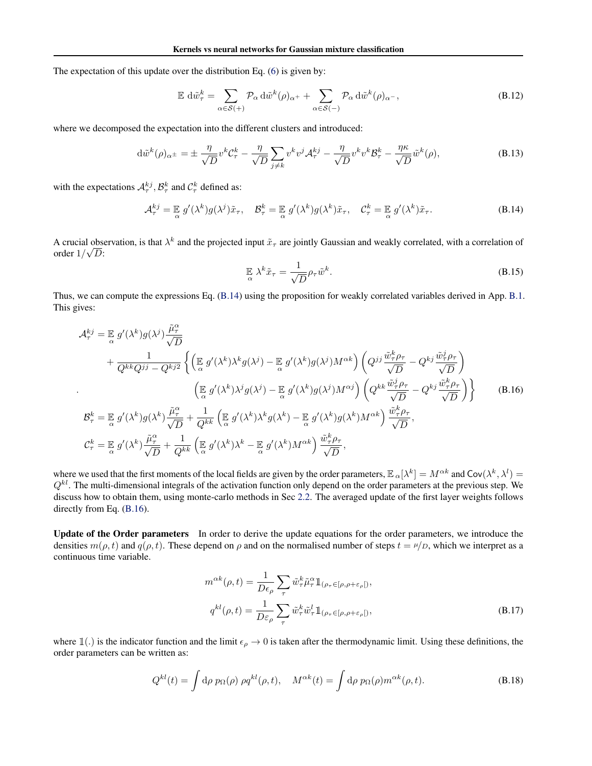The expectation of this update over the distribution Eq. (6) is given by:

$$
\mathbb{E}\ \mathrm{d}\tilde{w}^k_\tau = \sum_{\alpha \in \mathcal{S}(+)} \mathcal{P}_\alpha\, \mathrm{d}\tilde{w}^k(\rho)_{\alpha^+} + \sum_{\alpha \in \mathcal{S}(-)} \mathcal{P}_\alpha\, \mathrm{d}\tilde{w}^k(\rho)_{\alpha^-}, \tag{B.12}
$$

where we decomposed the expectation into the different clusters and introduced:

$$
\mathrm{d}\tilde{w}^k(\rho)_{\alpha^\pm} = \pm \frac{\eta}{\sqrt{D}} v^k \mathcal{C}^k_\tau - \frac{\eta}{\sqrt{D}} \sum_{j \neq k} v^k v^j \mathcal{A}^{kj}_\tau - \frac{\eta}{\sqrt{D}} v^k v^k \mathcal{B}^k_\tau - \frac{\eta \kappa}{\sqrt{D}} \tilde{w}^k(\rho), \tag{B.13}
$$

with the expectations $\mathcal{A}^{kj}_\tau, \mathcal{B}^k_\tau$ and $\mathcal{C}^k_\tau$ defined as:

$$
\mathcal{A}^{kj}_\tau = \mathop{\mathbb{E}}_\alpha g'(\lambda^k) g(\lambda^j) \tilde{x}_\tau, \quad \mathcal{B}^k_\tau = \mathop{\mathbb{E}}_\alpha g'(\lambda^k) g(\lambda^k) \tilde{x}_\tau, \quad \mathcal{C}^k_\tau = \mathop{\mathbb{E}}_\alpha g'(\lambda^k) \tilde{x}_\tau. \tag{B.14}
$$

A crucial observation, is that $\lambda^k$ and the projected input $\tilde{x}_\tau$ are jointly Gaussian and weakly correlated, with a correlation of order $1/\sqrt{D}$:

$$
\mathop{\mathbb{E}}_\alpha \lambda^k \tilde{x}_\tau = \frac{1}{\sqrt{D}} \rho_\tau \tilde{w}^k. \tag{B.15}
$$

Thus, we can compute the expressions Eq. (B.14) using the proposition for weakly correlated variables derived in App. B.1. This gives:

$$
\begin{aligned}
\mathcal{A}^{kj}_\tau &= \mathop{\mathbb{E}}_\alpha g'(\lambda^k) g(\lambda^j) \frac{\tilde{\mu}^\alpha_\tau}{\sqrt{D}} \\
&\quad + \frac{1}{Q^{kk}Q^{jj} - Q^{kj2}} \Bigg\{ \left( \mathop{\mathbb{E}}_\alpha g'(\lambda^k) \lambda^k g(\lambda^j) - \mathop{\mathbb{E}}_\alpha g'(\lambda^k) g(\lambda^j) M^{\alpha k} \right) \left( Q^{jj} \frac{\tilde{w}^k_\tau \rho_\tau}{\sqrt{D}} - Q^{kj} \frac{\tilde{w}^j_\tau \rho_\tau}{\sqrt{D}} \right) \\
&\qquad \left( \mathop{\mathbb{E}}_\alpha g'(\lambda^k) \lambda^j g(\lambda^j) - \mathop{\mathbb{E}}_\alpha g'(\lambda^k) g(\lambda^j) M^{\alpha j} \right) \left( Q^{kk} \frac{\tilde{w}^j_\tau \rho_\tau}{\sqrt{D}} - Q^{kj} \frac{\tilde{w}^k_\tau \rho_\tau}{\sqrt{D}} \right) \Bigg\} \\
\mathcal{B}^k_\tau &= \mathop{\mathbb{E}}_\alpha g'(\lambda^k) g(\lambda^k) \frac{\tilde{\mu}^\alpha_\tau}{\sqrt{D}} + \frac{1}{Q^{kk}} \left( \mathop{\mathbb{E}}_\alpha g'(\lambda^k) \lambda^k g(\lambda^k) - \mathop{\mathbb{E}}_\alpha g'(\lambda^k) g(\lambda^k) M^{\alpha k} \right) \frac{\tilde{w}^k_\tau \rho_\tau}{\sqrt{D}}, \\
\mathcal{C}^k_\tau &= \mathop{\mathbb{E}}_\alpha g'(\lambda^k) \frac{\tilde{\mu}^\alpha_\tau}{\sqrt{D}} + \frac{1}{Q^{kk}} \left( \mathop{\mathbb{E}}_\alpha g'(\lambda^k) \lambda^k - \mathop{\mathbb{E}}_\alpha g'(\lambda^k) M^{\alpha k} \right) \frac{\tilde{w}^k_\tau \rho_\tau}{\sqrt{D}},
\end{aligned} \tag{B.16}
$$

where we used that the first moments of the local fields are given by the order parameters, $\mathbb{E}_\alpha[\lambda^k] = M^{\alpha k}$ and $\mathsf{Cov}(\lambda^k, \lambda^l) = Q^{kl}$. The multi-dimensional integrals of the activation function only depend on the order parameters at the previous step. We discuss how to obtain them, using monte-carlo methods in Sec 2.2. The averaged update of the first layer weights follows directly from Eq. (B.16).

**Update of the Order parameters** In order to derive the update equations for the order parameters, we introduce the densities $m(\rho, t)$ and $q(\rho, t)$. These depend on $\rho$ and on the normalised number of steps $t = \mu/D$, which we interpret as a continuous time variable.

$$
\begin{aligned}
m^{\alpha k}(\rho, t) &= \frac{1}{D\epsilon_\rho} \sum_\tau \tilde{w}^k_\tau \tilde{\mu}^\alpha_\tau \mathbb{1}_{(\rho_\tau \in [\rho, \rho + \varepsilon_\rho[)}, \\
q^{kl}(\rho, t) &= \frac{1}{D\varepsilon_\rho} \sum_\tau \tilde{w}^k_\tau \tilde{w}^l_\tau \mathbb{1}_{(\rho_\tau \in [\rho, \rho + \varepsilon_\rho[)},
\end{aligned} \tag{B.17}
$$

where $\mathbb{1}(.)$ is the indicator function and the limit $\epsilon_\rho \to 0$ is taken after the thermodynamic limit. Using these definitions, the order parameters can be written as:

$$
Q^{kl}(t) = \int \mathrm{d}\rho\ p_\Omega(\rho)\ \rho q^{kl}(\rho, t), \quad M^{\alpha k}(t) = \int \mathrm{d}\rho\ p_\Omega(\rho) m^{\alpha k}(\rho, t). \tag{B.18}
$$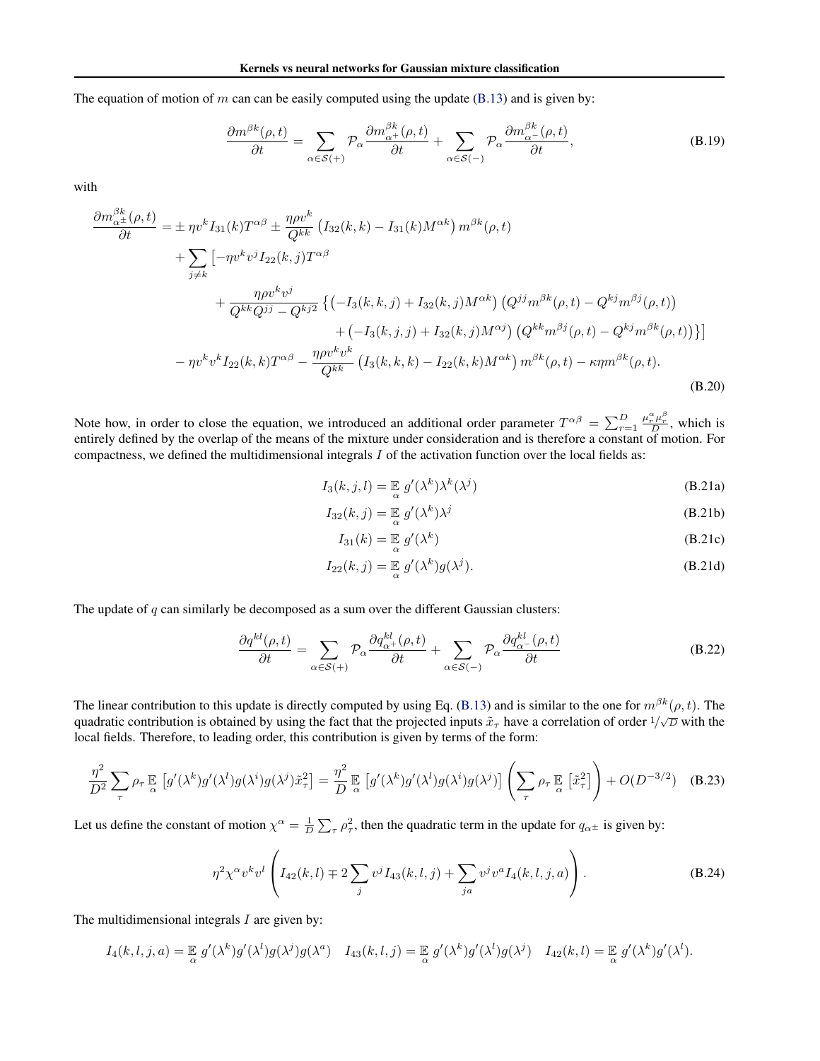The equation of motion of $m$ can can be easily computed using the update (B.13) and is given by:

$$\frac{\partial m^{\beta k}(\rho,t)}{\partial t} = \sum_{\alpha\in\mathcal{S}(+)} \mathcal{P}_\alpha \frac{\partial m^{\beta k}_{\alpha^+}(\rho,t)}{\partial t} + \sum_{\alpha\in\mathcal{S}(-)} \mathcal{P}_\alpha \frac{\partial m^{\beta k}_{\alpha^-}(\rho,t)}{\partial t}, \tag{B.19}$$

with

$$\begin{aligned}
\frac{\partial m^{\beta k}_{\alpha^\pm}(\rho,t)}{\partial t} =& \pm \eta v^k I_{31}(k) T^{\alpha\beta} \pm \frac{\eta\rho v^k}{Q^{kk}}\left(I_{32}(k,k) - I_{31}(k)M^{\alpha k}\right) m^{\beta k}(\rho,t) \\
&+ \sum_{j\neq k} \Big[ -\eta v^k v^j I_{22}(k,j) T^{\alpha\beta} \\
&\quad + \frac{\eta\rho v^k v^j}{Q^{kk}Q^{jj} - Q^{kj2}} \big\{ \left(-I_3(k,k,j) + I_{32}(k,j)M^{\alpha k}\right)\left(Q^{jj} m^{\beta k}(\rho,t) - Q^{kj} m^{\beta j}(\rho,t)\right) \\
&\qquad + \left(-I_3(k,j,j) + I_{32}(k,j)M^{\alpha j}\right)\left(Q^{kk} m^{\beta j}(\rho,t) - Q^{kj} m^{\beta k}(\rho,t)\right) \big\} \Big] \\
&- \eta v^k v^k I_{22}(k,k) T^{\alpha\beta} - \frac{\eta\rho v^k v^k}{Q^{kk}}\left(I_3(k,k,k) - I_{22}(k,k)M^{\alpha k}\right) m^{\beta k}(\rho,t) - \kappa\eta m^{\beta k}(\rho,t).
\end{aligned} \tag{B.20}$$

Note how, in order to close the equation, we introduced an additional order parameter $T^{\alpha\beta} = \sum_{r=1}^{D} \frac{\mu_r^\alpha \mu_r^\beta}{D}$, which is entirely defined by the overlap of the means of the mixture under consideration and is therefore a constant of motion. For compactness, we defined the multidimensional integrals $I$ of the activation function over the local fields as:

$$I_3(k,j,l) = \mathop{\mathbb{E}}_{\alpha} g'(\lambda^k)\lambda^k(\lambda^j) \tag{B.21a}$$

$$I_{32}(k,j) = \mathop{\mathbb{E}}_{\alpha} g'(\lambda^k)\lambda^j \tag{B.21b}$$

$$I_{31}(k) = \mathop{\mathbb{E}}_{\alpha} g'(\lambda^k) \tag{B.21c}$$

$$I_{22}(k,j) = \mathop{\mathbb{E}}_{\alpha} g'(\lambda^k)g(\lambda^j). \tag{B.21d}$$

The update of $q$ can similarly be decomposed as a sum over the different Gaussian clusters:

$$\frac{\partial q^{kl}(\rho,t)}{\partial t} = \sum_{\alpha\in\mathcal{S}(+)} \mathcal{P}_\alpha \frac{\partial q^{kl}_{\alpha^+}(\rho,t)}{\partial t} + \sum_{\alpha\in\mathcal{S}(-)} \mathcal{P}_\alpha \frac{\partial q^{kl}_{\alpha^-}(\rho,t)}{\partial t} \tag{B.22}$$

The linear contribution to this update is directly computed by using Eq. (B.13) and is similar to the one for $m^{\beta k}(\rho,t)$. The quadratic contribution is obtained by using the fact that the projected inputs $\tilde{x}_\tau$ have a correlation of order $1/\sqrt{D}$ with the local fields. Therefore, to leading order, this contribution is given by terms of the form:

$$\frac{\eta^2}{D^2}\sum_\tau \rho_\tau \mathop{\mathbb{E}}_{\alpha}\left[g'(\lambda^k)g'(\lambda^l)g(\lambda^i)g(\lambda^j)\tilde{x}_\tau^2\right] = \frac{\eta^2}{D}\mathop{\mathbb{E}}_{\alpha}\left[g'(\lambda^k)g'(\lambda^l)g(\lambda^i)g(\lambda^j)\right]\left(\sum_\tau \rho_\tau \mathop{\mathbb{E}}_{\alpha}\left[\tilde{x}_\tau^2\right]\right) + O(D^{-3/2}) \tag{B.23}$$

Let us define the constant of motion $\chi^\alpha = \frac{1}{D}\sum_\tau \rho_\tau^2$, then the quadratic term in the update for $q_{\alpha^\pm}$ is given by:

$$\eta^2\chi^\alpha v^k v^l \left(I_{42}(k,l) \mp 2\sum_j v^j I_{43}(k,l,j) + \sum_{ja} v^j v^a I_4(k,l,j,a)\right). \tag{B.24}$$

The multidimensional integrals $I$ are given by:

$$I_4(k,l,j,a) = \mathop{\mathbb{E}}_{\alpha} g'(\lambda^k)g'(\lambda^l)g(\lambda^j)g(\lambda^a) \quad I_{43}(k,l,j) = \mathop{\mathbb{E}}_{\alpha} g'(\lambda^k)g'(\lambda^l)g(\lambda^j) \quad I_{42}(k,l) = \mathop{\mathbb{E}}_{\alpha} g'(\lambda^k)g'(\lambda^l).$$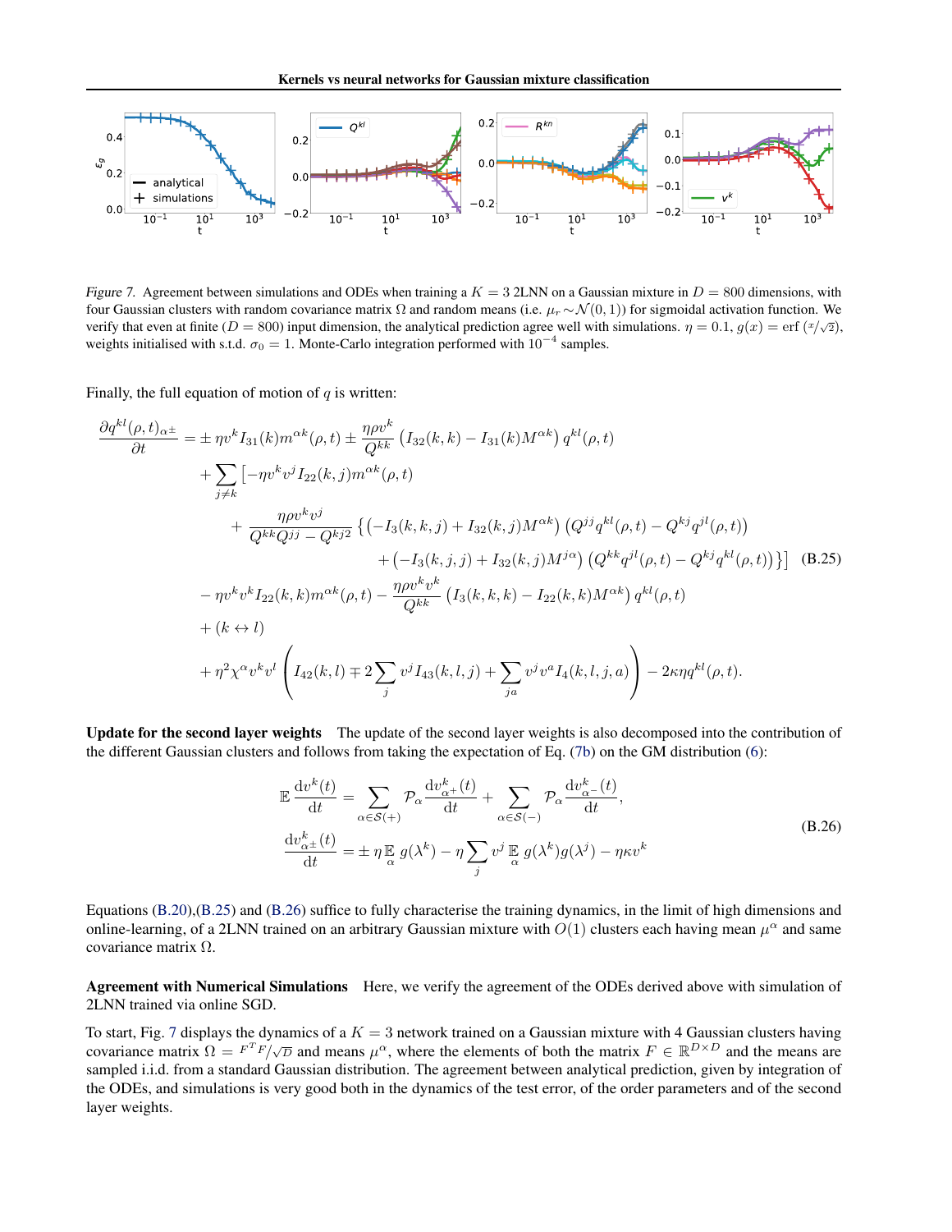Figure 7. Agreement between simulations and ODEs when training a $K = 3$ 2LNN on a Gaussian mixture in $D = 800$ dimensions, with four Gaussian clusters with random covariance matrix $\Omega$ and random means (i.e. $\mu_r \sim \mathcal{N}(0, 1)$) for sigmoidal activation function. We verify that even at finite ($D = 800$) input dimension, the analytical prediction agree well with simulations. $\eta = 0.1$, $g(x) = \text{erf}\left(x/\sqrt{2}\right)$, weights initialised with s.t.d. $\sigma_0 = 1$. Monte-Carlo integration performed with $10^{-4}$ samples.

Finally, the full equation of motion of $q$ is written:

$$
\begin{aligned}
\frac{\partial q^{kl}(\rho,t)_{\alpha\pm}}{\partial t} &= \pm\, \eta v^k I_{31}(k) m^{\alpha k}(\rho,t) \pm \frac{\eta \rho v^k}{Q^{kk}} \left(I_{32}(k,k) - I_{31}(k) M^{\alpha k}\right) q^{kl}(\rho,t) \\
&+ \sum_{j\neq k} \Big[-\eta v^k v^j I_{22}(k,j) m^{\alpha k}(\rho,t) \\
&\quad + \frac{\eta \rho v^k v^j}{Q^{kk}Q^{jj} - Q^{kj2}} \Big\{ \left(-I_3(k,k,j) + I_{32}(k,j) M^{\alpha k}\right)\left(Q^{jj} q^{kl}(\rho,t) - Q^{kj} q^{jl}(\rho,t)\right) \\
&\qquad + \left(-I_3(k,j,j) + I_{32}(k,j) M^{j\alpha}\right)\left(Q^{kk} q^{jl}(\rho,t) - Q^{kj} q^{kl}(\rho,t)\right)\Big\}\Big] \\
&- \eta v^k v^k I_{22}(k,k) m^{\alpha k}(\rho,t) - \frac{\eta \rho v^k v^k}{Q^{kk}} \left(I_3(k,k,k) - I_{22}(k,k) M^{\alpha k}\right) q^{kl}(\rho,t) \\
&+ (k \leftrightarrow l) \\
&+ \eta^2 \chi^\alpha v^k v^l \left( I_{42}(k,l) \mp 2 \sum_j v^j I_{43}(k,l,j) + \sum_{ja} v^j v^a I_4(k,l,j,a)\right) - 2\kappa\eta q^{kl}(\rho,t).
\end{aligned}
\tag{B.25}
$$

**Update for the second layer weights** The update of the second layer weights is also decomposed into the contribution of the different Gaussian clusters and follows from taking the expectation of Eq. (7b) on the GM distribution (6):

$$
\begin{aligned}
\mathbb{E}\, \frac{\mathrm{d}v^k(t)}{\mathrm{d}t} &= \sum_{\alpha \in \mathcal{S}(+)} \mathcal{P}_\alpha \frac{\mathrm{d}v^k_{\alpha+}(t)}{\mathrm{d}t} + \sum_{\alpha \in \mathcal{S}(-)} \mathcal{P}_\alpha \frac{\mathrm{d}v^k_{\alpha-}(t)}{\mathrm{d}t}, \\
\frac{\mathrm{d}v^k_{\alpha\pm}(t)}{\mathrm{d}t} &= \pm\, \eta \mathop{\mathbb{E}}_\alpha g(\lambda^k) - \eta \sum_j v^j \mathop{\mathbb{E}}_\alpha g(\lambda^k) g(\lambda^j) - \eta\kappa v^k
\end{aligned}
\tag{B.26}
$$

Equations (B.20),(B.25) and (B.26) suffice to fully characterise the training dynamics, in the limit of high dimensions and online-learning, of a 2LNN trained on an arbitrary Gaussian mixture with $O(1)$ clusters each having mean $\mu^\alpha$ and same covariance matrix $\Omega$.

**Agreement with Numerical Simulations** Here, we verify the agreement of the ODEs derived above with simulation of 2LNN trained via online SGD.

To start, Fig. 7 displays the dynamics of a $K = 3$ network trained on a Gaussian mixture with 4 Gaussian clusters having covariance matrix $\Omega = F^T F/\sqrt{D}$ and means $\mu^\alpha$, where the elements of both the matrix $F \in \mathbb{R}^{D\times D}$ and the means are sampled i.i.d. from a standard Gaussian distribution. The agreement between analytical prediction, given by integration of the ODEs, and simulations is very good both in the dynamics of the test error, of the order parameters and of the second layer weights.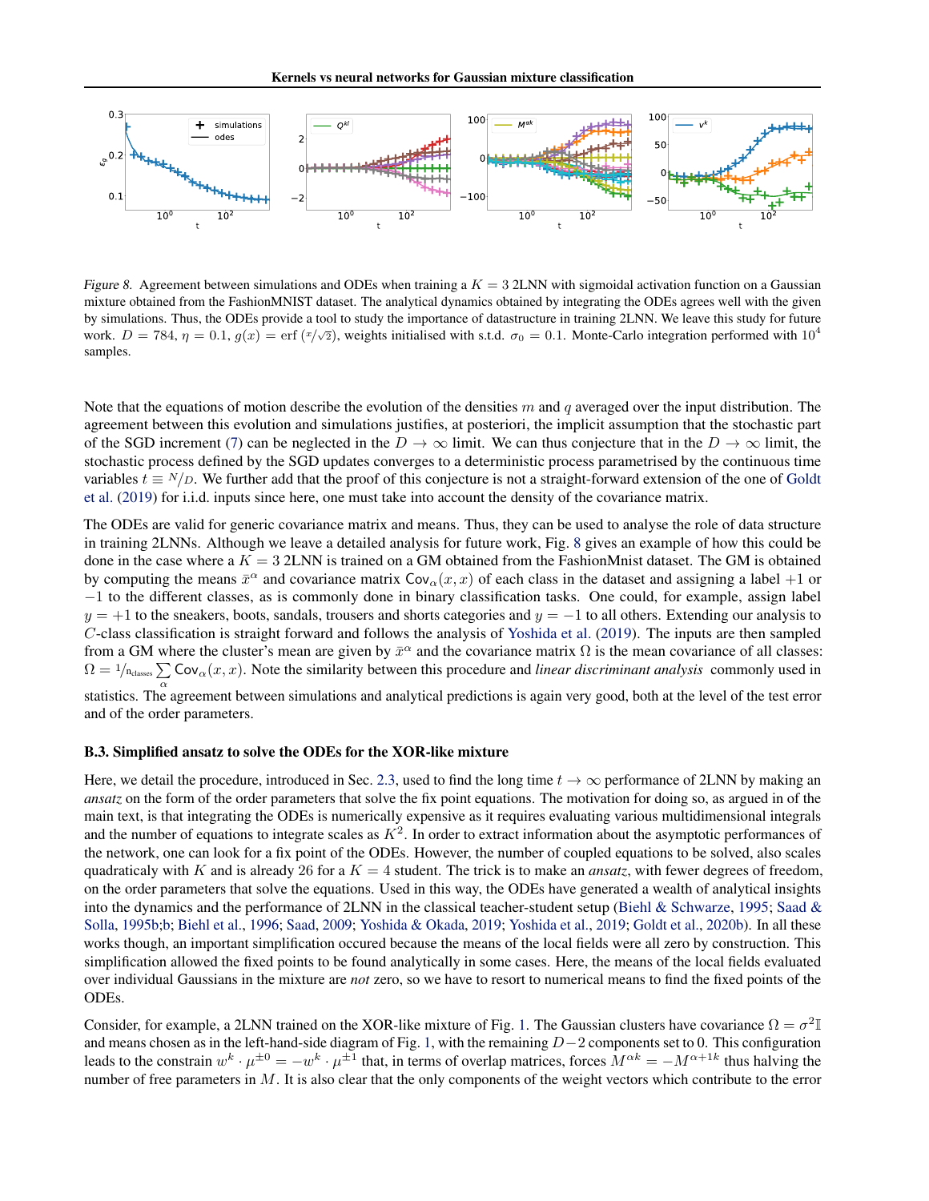*Figure 8.* Agreement between simulations and ODEs when training a $K = 3$ 2LNN with sigmoidal activation function on a Gaussian mixture obtained from the FashionMNIST dataset. The analytical dynamics obtained by integrating the ODEs agrees well with the given by simulations. Thus, the ODEs provide a tool to study the importance of datastructure in training 2LNN. We leave this study for future work. $D = 784$, $\eta = 0.1$, $g(x) = \text{erf}\,(x/\sqrt{2})$, weights initialised with s.t.d. $\sigma_0 = 0.1$. Monte-Carlo integration performed with $10^4$ samples.

Note that the equations of motion describe the evolution of the densities $m$ and $q$ averaged over the input distribution. The agreement between this evolution and simulations justifies, at posteriori, the implicit assumption that the stochastic part of the SGD increment (7) can be neglected in the $D \to \infty$ limit. We can thus conjecture that in the $D \to \infty$ limit, the stochastic process defined by the SGD updates converges to a deterministic process parametrised by the continuous time variables $t \equiv N/D$. We further add that the proof of this conjecture is not a straight-forward extension of the one of Goldt et al. (2019) for i.i.d. inputs since here, one must take into account the density of the covariance matrix.

The ODEs are valid for generic covariance matrix and means. Thus, they can be used to analyse the role of data structure in training 2LNNs. Although we leave a detailed analysis for future work, Fig. 8 gives an example of how this could be done in the case where a $K = 3$ 2LNN is trained on a GM obtained from the FashionMnist dataset. The GM is obtained by computing the means $\bar{x}^\alpha$ and covariance matrix $\text{Cov}_\alpha(x, x)$ of each class in the dataset and assigning a label $+1$ or $-1$ to the different classes, as is commonly done in binary classification tasks. One could, for example, assign label $y = +1$ to the sneakers, boots, sandals, trousers and shorts categories and $y = -1$ to all others. Extending our analysis to $C$-class classification is straight forward and follows the analysis of Yoshida et al. (2019). The inputs are then sampled from a GM where the cluster's mean are given by $\bar{x}^\alpha$ and the covariance matrix $\Omega$ is the mean covariance of all classes: $\Omega = 1/n_{\text{classes}} \sum_\alpha \text{Cov}_\alpha(x, x)$. Note the similarity between this procedure and *linear discriminant analysis* commonly used in statistics. The agreement between simulations and analytical predictions is again very good, both at the level of the test error and of the order parameters.

### B.3. Simplified ansatz to solve the ODEs for the XOR-like mixture

Here, we detail the procedure, introduced in Sec. 2.3, used to find the long time $t \to \infty$ performance of 2LNN by making an *ansatz* on the form of the order parameters that solve the fix point equations. The motivation for doing so, as argued in of the main text, is that integrating the ODEs is numerically expensive as it requires evaluating various multidimensional integrals and the number of equations to integrate scales as $K^2$. In order to extract information about the asymptotic performances of the network, one can look for a fix point of the ODEs. However, the number of coupled equations to be solved, also scales quadraticaly with $K$ and is already 26 for a $K = 4$ student. The trick is to make an *ansatz*, with fewer degrees of freedom, on the order parameters that solve the equations. Used in this way, the ODEs have generated a wealth of analytical insights into the dynamics and the performance of 2LNN in the classical teacher-student setup (Biehl & Schwarze, 1995; Saad & Solla, 1995b;b; Biehl et al., 1996; Saad, 2009; Yoshida & Okada, 2019; Yoshida et al., 2019; Goldt et al., 2020b). In all these works though, an important simplification occured because the means of the local fields were all zero by construction. This simplification allowed the fixed points to be found analytically in some cases. Here, the means of the local fields evaluated over individual Gaussians in the mixture are *not* zero, so we have to resort to numerical means to find the fixed points of the ODEs.

Consider, for example, a 2LNN trained on the XOR-like mixture of Fig. 1. The Gaussian clusters have covariance $\Omega = \sigma^2 \mathbb{I}$ and means chosen as in the left-hand-side diagram of Fig. 1, with the remaining $D-2$ components set to 0. This configuration leads to the constrain $w^k \cdot \mu^{\pm 0} = -w^k \cdot \mu^{\pm 1}$ that, in terms of overlap matrices, forces $M^{\alpha k} = -M^{\alpha+1 k}$ thus halving the number of free parameters in $M$. It is also clear that the only components of the weight vectors which contribute to the error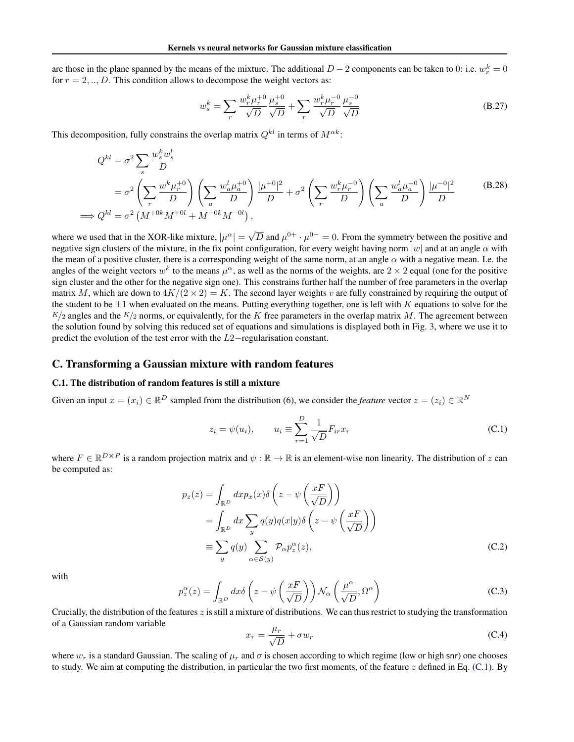are those in the plane spanned by the means of the mixture. The additional $D-2$ components can be taken to 0: i.e. $w_r^k = 0$ for $r = 2, .., D$. This condition allows to decompose the weight vectors as:

$$w_s^k = \sum_r \frac{w_r^k \mu_r^{+0}}{\sqrt{D}} \frac{\mu_s^{+0}}{\sqrt{D}} + \sum_r \frac{w_r^k \mu_r^{-0}}{\sqrt{D}} \frac{\mu_s^{-0}}{\sqrt{D}} \tag{B.27}$$

This decomposition, fully constrains the overlap matrix $Q^{kl}$ in terms of $M^{\alpha k}$:

$$\begin{aligned} Q^{kl} &= \sigma^2 \sum_s \frac{w_s^k w_s^l}{D} \\ &= \sigma^2 \left( \sum_r \frac{w^k \mu_r^{+0}}{D} \right) \left( \sum_a \frac{w_a^l \mu_a^{+0}}{D} \right) \frac{|\mu^{+0}|^2}{D} + \sigma^2 \left( \sum_r \frac{w_r^k \mu_r^{-0}}{D} \right) \left( \sum_a \frac{w_a^l \mu_a^{-0}}{D} \right) \frac{|\mu^{-0}|^2}{D} \\ \implies Q^{kl} &= \sigma^2 \left( M^{+0k} M^{+0l} + M^{-0k} M^{-0l} \right), \end{aligned} \tag{B.28}$$

where we used that in the XOR-like mixture, $|\mu^\alpha| = \sqrt{D}$ and $\mu^{0+} \cdot \mu^{0-} = 0$. From the symmetry between the positive and negative sign clusters of the mixture, in the fix point configuration, for every weight having norm $|w|$ and at an angle $\alpha$ with the mean of a positive cluster, there is a corresponding weight of the same norm, at an angle $\alpha$ with a negative mean. I.e. the angles of the weight vectors $w^k$ to the means $\mu^\alpha$, as well as the norms of the weights, are $2 \times 2$ equal (one for the positive sign cluster and the other for the negative sign one). This constrains further half the number of free parameters in the overlap matrix $M$, which are down to $4K/(2 \times 2) = K$. The second layer weights $v$ are fully constrained by requiring the output of the student to be $\pm 1$ when evaluated on the means. Putting everything together, one is left with $K$ equations to solve for the $K/2$ angles and the $K/2$ norms, or equivalently, for the $K$ free parameters in the overlap matrix $M$. The agreement between the solution found by solving this reduced set of equations and simulations is displayed both in Fig. 3, where we use it to predict the evolution of the test error with the $L2-$regularisation constant.

## C. Transforming a Gaussian mixture with random features

### C.1. The distribution of random features is still a mixture

Given an input $x = (x_i) \in \mathbb{R}^D$ sampled from the distribution (6), we consider the *feature* vector $z = (z_i) \in \mathbb{R}^N$

$$z_i = \psi(u_i), \qquad u_i \equiv \sum_{r=1}^{D} \frac{1}{\sqrt{D}} F_{ir} x_r \tag{C.1}$$

where $F \in \mathbb{R}^{D \times P}$ is a random projection matrix and $\psi : \mathbb{R} \to \mathbb{R}$ is an element-wise non linearity. The distribution of $z$ can be computed as:

$$\begin{aligned} p_z(z) &= \int_{\mathbb{R}^D} dx p_x(x) \delta\left( z - \psi\left( \frac{xF}{\sqrt{D}} \right) \right) \\ &= \int_{\mathbb{R}^D} dx \sum_y q(y) q(x|y) \delta\left( z - \psi\left( \frac{xF}{\sqrt{D}} \right) \right) \\ &\equiv \sum_y q(y) \sum_{\alpha \in \mathcal{S}(y)} \mathcal{P}_\alpha p_z^\alpha(z), \end{aligned} \tag{C.2}$$

with

$$p_z^\alpha(z) = \int_{\mathbb{R}^D} dx \delta\left( z - \psi\left( \frac{xF}{\sqrt{D}} \right) \right) \mathcal{N}_\alpha\left( \frac{\mu^\alpha}{\sqrt{D}}, \Omega^\alpha \right) \tag{C.3}$$

Crucially, the distribution of the features $z$ is still a mixture of distributions. We can thus restrict to studying the transformation of a Gaussian random variable

$$x_r = \frac{\mu_r}{\sqrt{D}} + \sigma w_r \tag{C.4}$$

where $w_r$ is a standard Gaussian. The scaling of $\mu_r$ and $\sigma$ is chosen according to which regime (low or high snr) one chooses to study. We aim at computing the distribution, in particular the two first moments, of the feature $z$ defined in Eq. (C.1). By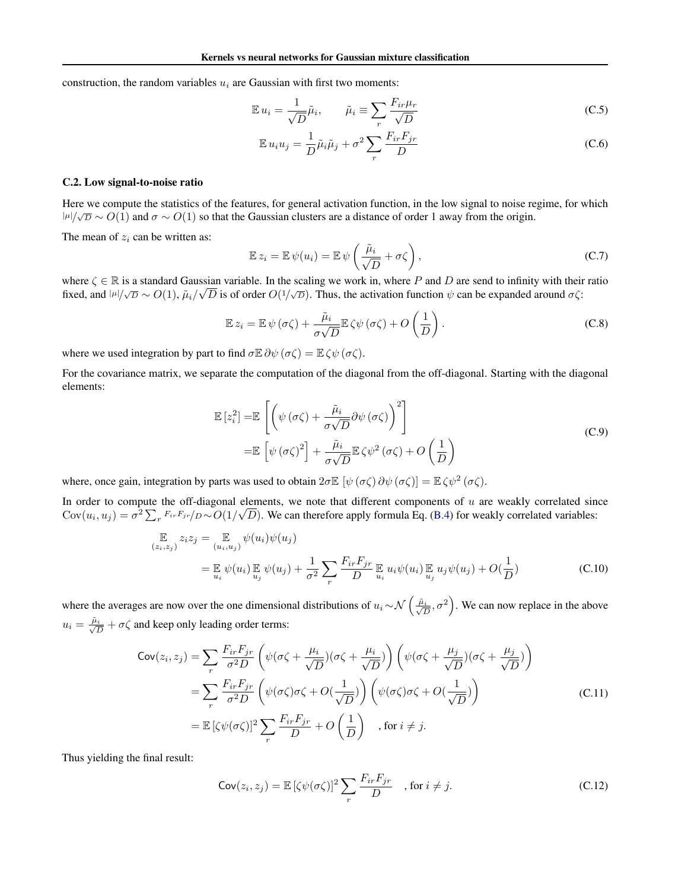construction, the random variables $u_i$ are Gaussian with first two moments:

$$\mathbb{E}\, u_i = \frac{1}{\sqrt{D}}\tilde{\mu}_i, \qquad \tilde{\mu}_i \equiv \sum_r \frac{F_{ir}\mu_r}{\sqrt{D}} \tag{C.5}$$

$$\mathbb{E}\, u_i u_j = \frac{1}{D}\tilde{\mu}_i\tilde{\mu}_j + \sigma^2 \sum_r \frac{F_{ir}F_{jr}}{D} \tag{C.6}$$

### C.2. Low signal-to-noise ratio

Here we compute the statistics of the features, for general activation function, in the low signal to noise regime, for which $|\mu|/\sqrt{D} \sim O(1)$ and $\sigma \sim O(1)$ so that the Gaussian clusters are a distance of order 1 away from the origin.

The mean of $z_i$ can be written as:

$$\mathbb{E}\, z_i = \mathbb{E}\, \psi(u_i) = \mathbb{E}\, \psi\left(\frac{\tilde{\mu}_i}{\sqrt{D}} + \sigma\zeta\right), \tag{C.7}$$

where $\zeta \in \mathbb{R}$ is a standard Gaussian variable. In the scaling we work in, where $P$ and $D$ are send to infinity with their ratio fixed, and $|\mu|/\sqrt{D} \sim O(1)$, $\tilde{\mu}_i/\sqrt{D}$ is of order $O(1/\sqrt{D})$. Thus, the activation function $\psi$ can be expanded around $\sigma\zeta$:

$$\mathbb{E}\, z_i = \mathbb{E}\, \psi\left(\sigma\zeta\right) + \frac{\tilde{\mu}_i}{\sigma\sqrt{D}}\mathbb{E}\, \zeta\psi\left(\sigma\zeta\right) + O\left(\frac{1}{D}\right). \tag{C.8}$$

where we used integration by part to find $\sigma\mathbb{E}\, \partial\psi\left(\sigma\zeta\right) = \mathbb{E}\, \zeta\psi\left(\sigma\zeta\right)$.

For the covariance matrix, we separate the computation of the diagonal from the off-diagonal. Starting with the diagonal elements:

$$\begin{aligned}
\mathbb{E}\left[z_i^2\right] =& \mathbb{E}\left[\left(\psi\left(\sigma\zeta\right) + \frac{\tilde{\mu}_i}{\sigma\sqrt{D}}\partial\psi\left(\sigma\zeta\right)\right)^2\right] \\
=& \mathbb{E}\left[\psi\left(\sigma\zeta\right)^2\right] + \frac{\tilde{\mu}_i}{\sigma\sqrt{D}}\mathbb{E}\, \zeta\psi^2\left(\sigma\zeta\right) + O\left(\frac{1}{D}\right)
\end{aligned} \tag{C.9}$$

where, once gain, integration by parts was used to obtain $2\sigma\mathbb{E}\left[\psi\left(\sigma\zeta\right)\partial\psi\left(\sigma\zeta\right)\right] = \mathbb{E}\, \zeta\psi^2\left(\sigma\zeta\right)$.

In order to compute the off-diagonal elements, we note that different components of $u$ are weakly correlated since $\mathrm{Cov}(u_i, u_j) = \sigma^2\sum_r F_{ir}F_{jr}/D \sim O(1/\sqrt{D})$. We can therefore apply formula Eq. (B.4) for weakly correlated variables:

$$\begin{aligned}
\mathop{\mathbb{E}}_{(z_i,z_j)} z_i z_j =& \mathop{\mathbb{E}}_{(u_i,u_j)} \psi(u_i)\psi(u_j) \\
=& \mathop{\mathbb{E}}_{u_i} \psi(u_i) \mathop{\mathbb{E}}_{u_j} \psi(u_j) + \frac{1}{\sigma^2}\sum_r \frac{F_{ir}F_{jr}}{D} \mathop{\mathbb{E}}_{u_i} u_i\psi(u_i) \mathop{\mathbb{E}}_{u_j} u_j\psi(u_j) + O\left(\frac{1}{D}\right)
\end{aligned} \tag{C.10}$$

where the averages are now over the one dimensional distributions of $u_i \sim \mathcal{N}\left(\frac{\tilde{\mu}_i}{\sqrt{D}}, \sigma^2\right)$. We can now replace in the above $u_i = \frac{\tilde{\mu}_i}{\sqrt{D}} + \sigma\zeta$ and keep only leading order terms:

$$\begin{aligned}
\mathsf{Cov}(z_i, z_j) =& \sum_r \frac{F_{ir}F_{jr}}{\sigma^2 D}\left(\psi(\sigma\zeta + \frac{\mu_i}{\sqrt{D}})(\sigma\zeta + \frac{\mu_i}{\sqrt{D}})\right)\left(\psi(\sigma\zeta + \frac{\mu_j}{\sqrt{D}})(\sigma\zeta + \frac{\mu_j}{\sqrt{D}})\right) \\
=& \sum_r \frac{F_{ir}F_{jr}}{\sigma^2 D}\left(\psi(\sigma\zeta)\sigma\zeta + O(\frac{1}{\sqrt{D}})\right)\left(\psi(\sigma\zeta)\sigma\zeta + O(\frac{1}{\sqrt{D}})\right) \\
=& \mathbb{E}\left[\zeta\psi(\sigma\zeta)\right]^2 \sum_r \frac{F_{ir}F_{jr}}{D} + O\left(\frac{1}{D}\right) \quad \text{, for } i \neq j.
\end{aligned} \tag{C.11}$$

Thus yielding the final result:

$$\mathsf{Cov}(z_i, z_j) = \mathbb{E}\left[\zeta\psi(\sigma\zeta)\right]^2 \sum_r \frac{F_{ir}F_{jr}}{D} \quad \text{, for } i \neq j. \tag{C.12}$$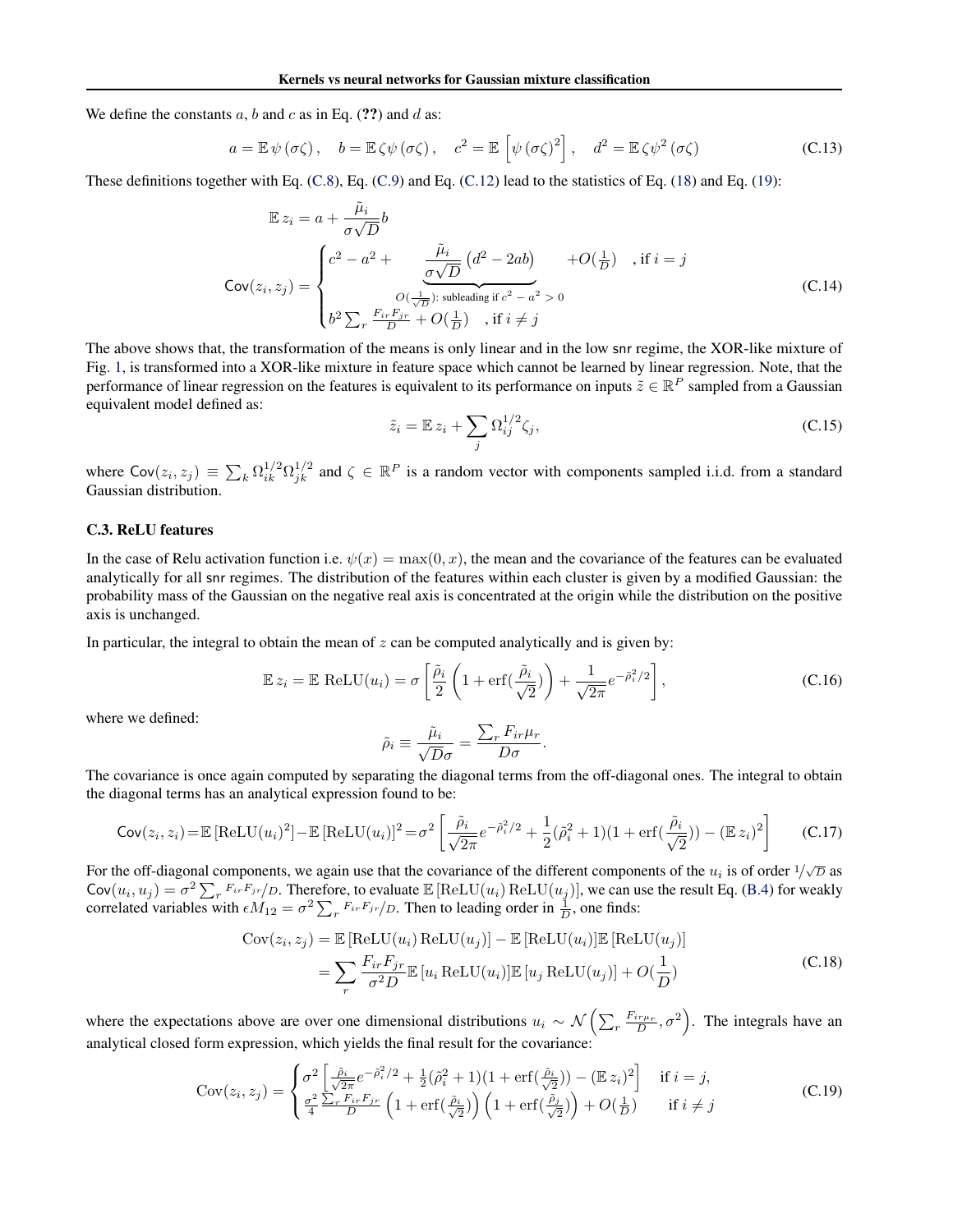We define the constants $a$, $b$ and $c$ as in Eq. (**??**) and $d$ as:

$$a = \mathbb{E}\,\psi\left(\sigma\zeta\right), \quad b = \mathbb{E}\,\zeta\psi\left(\sigma\zeta\right), \quad c^2 = \mathbb{E}\left[\psi\left(\sigma\zeta\right)^2\right], \quad d^2 = \mathbb{E}\,\zeta\psi^2\left(\sigma\zeta\right) \tag{C.13}$$

These definitions together with Eq. (C.8), Eq. (C.9) and Eq. (C.12) lead to the statistics of Eq. (18) and Eq. (19):

$$\mathbb{E}\,z_i = a + \frac{\tilde{\mu}_i}{\sigma\sqrt{D}} b$$
$$\mathsf{Cov}(z_i, z_j) = \begin{cases} c^2 - a^2 + \underbrace{\dfrac{\tilde{\mu}_i}{\sigma\sqrt{D}}\left(d^2 - 2ab\right)}_{O(\frac{1}{\sqrt{D}})\text{: subleading if } c^2 - a^2 > 0} + O(\frac{1}{D}) & \text{, if } i = j \\ b^2 \sum_r \frac{F_{ir}F_{jr}}{D} + O(\frac{1}{D}) & \text{, if } i \neq j \end{cases} \tag{C.14}$$

The above shows that, the transformation of the means is only linear and in the low snr regime, the XOR-like mixture of Fig. 1, is transformed into a XOR-like mixture in feature space which cannot be learned by linear regression. Note, that the performance of linear regression on the features is equivalent to its performance on inputs $\tilde{z} \in \mathbb{R}^P$ sampled from a Gaussian equivalent model defined as:

$$\tilde{z}_i = \mathbb{E}\,z_i + \sum_j \Omega_{ij}^{1/2}\zeta_j, \tag{C.15}$$

where $\mathsf{Cov}(z_i, z_j) \equiv \sum_k \Omega_{ik}^{1/2}\Omega_{jk}^{1/2}$ and $\zeta \in \mathbb{R}^P$ is a random vector with components sampled i.i.d. from a standard Gaussian distribution.

### C.3. ReLU features

In the case of Relu activation function i.e. $\psi(x) = \max(0, x)$, the mean and the covariance of the features can be evaluated analytically for all snr regimes. The distribution of the features within each cluster is given by a modified Gaussian: the probability mass of the Gaussian on the negative real axis is concentrated at the origin while the distribution on the positive axis is unchanged.

In particular, the integral to obtain the mean of $z$ can be computed analytically and is given by:

$$\mathbb{E}\,z_i = \mathbb{E}\;\mathrm{ReLU}(u_i) = \sigma\left[\frac{\tilde{\rho}_i}{2}\left(1 + \mathrm{erf}(\frac{\tilde{\rho}_i}{\sqrt{2}})\right) + \frac{1}{\sqrt{2\pi}}e^{-\tilde{\rho}_i^2/2}\right], \tag{C.16}$$

where we defined:

$$\tilde{\rho}_i \equiv \frac{\tilde{\mu}_i}{\sqrt{D}\sigma} = \frac{\sum_r F_{ir}\mu_r}{D\sigma}.$$

The covariance is once again computed by separating the diagonal terms from the off-diagonal ones. The integral to obtain the diagonal terms has an analytical expression found to be:

$$\mathsf{Cov}(z_i, z_i) = \mathbb{E}\left[\mathrm{ReLU}(u_i)^2\right] - \mathbb{E}\left[\mathrm{ReLU}(u_i)\right]^2 = \sigma^2\left[\frac{\tilde{\rho}_i}{\sqrt{2\pi}}e^{-\tilde{\rho}_i^2/2} + \frac{1}{2}(\tilde{\rho}_i^2 + 1)(1 + \mathrm{erf}(\frac{\tilde{\rho}_i}{\sqrt{2}})) - (\mathbb{E}\,z_i)^2\right] \tag{C.17}$$

For the off-diagonal components, we again use that the covariance of the different components of the $u_i$ is of order $1/\sqrt{D}$ as $\mathsf{Cov}(u_i, u_j) = \sigma^2 \sum_r F_{ir}F_{jr}/D$. Therefore, to evaluate $\mathbb{E}\left[\mathrm{ReLU}(u_i)\,\mathrm{ReLU}(u_j)\right]$, we can use the result Eq. (B.4) for weakly correlated variables with $\epsilon M_{12} = \sigma^2 \sum_r F_{ir}F_{jr}/D$. Then to leading order in $\frac{1}{D}$, one finds:

$$\begin{aligned} \mathrm{Cov}(z_i, z_j) &= \mathbb{E}\left[\mathrm{ReLU}(u_i)\,\mathrm{ReLU}(u_j)\right] - \mathbb{E}\left[\mathrm{ReLU}(u_i)\right]\mathbb{E}\left[\mathrm{ReLU}(u_j)\right] \\ &= \sum_r \frac{F_{ir}F_{jr}}{\sigma^2 D}\mathbb{E}\left[u_i\,\mathrm{ReLU}(u_i)\right]\mathbb{E}\left[u_j\,\mathrm{ReLU}(u_j)\right] + O(\frac{1}{D}) \end{aligned} \tag{C.18}$$

where the expectations above are over one dimensional distributions $u_i \sim \mathcal{N}\left(\sum_r \frac{F_{ir}\mu_r}{D}, \sigma^2\right)$. The integrals have an analytical closed form expression, which yields the final result for the covariance:

$$\mathrm{Cov}(z_i, z_j) = \begin{cases} \sigma^2\left[\frac{\tilde{\rho}_i}{\sqrt{2\pi}}e^{-\tilde{\rho}_i^2/2} + \frac{1}{2}(\tilde{\rho}_i^2 + 1)(1 + \mathrm{erf}(\frac{\tilde{\rho}_i}{\sqrt{2}})) - (\mathbb{E}\,z_i)^2\right] & \text{if } i = j, \\ \frac{\sigma^2}{4}\frac{\sum_r F_{ir}F_{jr}}{D}\left(1 + \mathrm{erf}(\frac{\tilde{\rho}_i}{\sqrt{2}})\right)\left(1 + \mathrm{erf}(\frac{\tilde{\rho}_j}{\sqrt{2}})\right) + O(\frac{1}{D}) & \text{if } i \neq j \end{cases} \tag{C.19}$$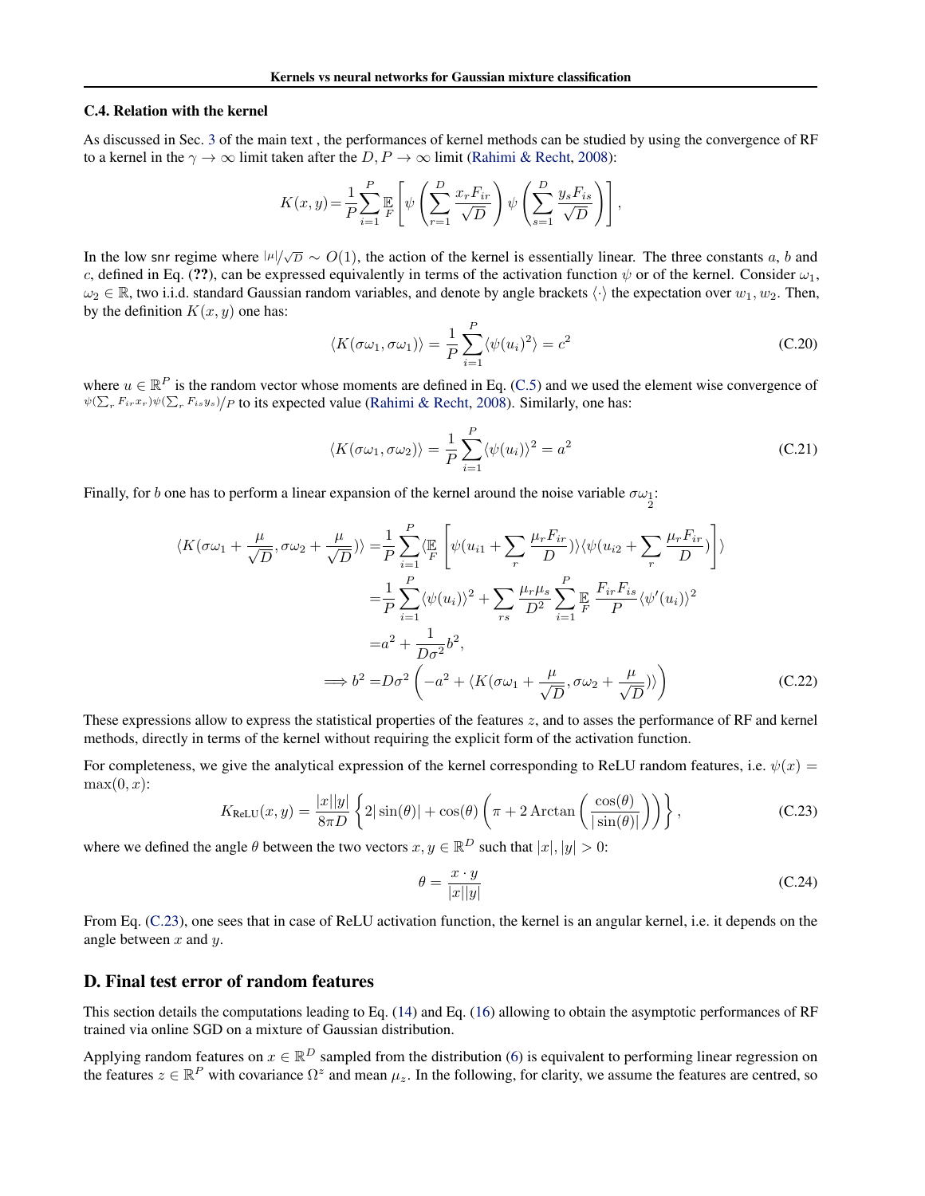### C.4. Relation with the kernel

As discussed in Sec. 3 of the main text , the performances of kernel methods can be studied by using the convergence of RF to a kernel in the $\gamma \to \infty$ limit taken after the $D, P \to \infty$ limit (Rahimi & Recht, 2008):

$$K(x, y) = \frac{1}{P} \sum_{i=1}^{P} \mathbb{E}_F \left[ \psi \left( \sum_{r=1}^{D} \frac{x_r F_{ir}}{\sqrt{D}} \right) \psi \left( \sum_{s=1}^{D} \frac{y_s F_{is}}{\sqrt{D}} \right) \right],$$

In the low snr regime where $|\mu|/\sqrt{D} \sim O(1)$, the action of the kernel is essentially linear. The three constants $a$, $b$ and $c$, defined in Eq. (**??**), can be expressed equivalently in terms of the activation function $\psi$ or of the kernel. Consider $\omega_1$, $\omega_2 \in \mathbb{R}$, two i.i.d. standard Gaussian random variables, and denote by angle brackets $\langle \cdot \rangle$ the expectation over $w_1, w_2$. Then, by the definition $K(x, y)$ one has:

$$\langle K(\sigma\omega_1, \sigma\omega_1) \rangle = \frac{1}{P} \sum_{i=1}^{P} \langle \psi(u_i)^2 \rangle = c^2 \tag{C.20}$$

where $u \in \mathbb{R}^P$ is the random vector whose moments are defined in Eq. (C.5) and we used the element wise convergence of $\psi(\sum_r F_{ir} x_r)\psi(\sum_r F_{is} y_s)/P$ to its expected value (Rahimi & Recht, 2008). Similarly, one has:

$$\langle K(\sigma\omega_1, \sigma\omega_2) \rangle = \frac{1}{P} \sum_{i=1}^{P} \langle \psi(u_i) \rangle^2 = a^2 \tag{C.21}$$

Finally, for $b$ one has to perform a linear expansion of the kernel around the noise variable $\sigma\omega_{\frac{1}{2}}$:

$$\begin{aligned}
\langle K(\sigma\omega_1 + \frac{\mu}{\sqrt{D}}, \sigma\omega_2 + \frac{\mu}{\sqrt{D}}) \rangle =& \frac{1}{P} \sum_{i=1}^{P} \langle \mathbb{E}_F \left[ \psi(u_{i1} + \sum_r \frac{\mu_r F_{ir}}{D}) \rangle \langle \psi(u_{i2} + \sum_r \frac{\mu_r F_{ir}}{D}) \right] \rangle \\
=& \frac{1}{P} \sum_{i=1}^{P} \langle \psi(u_i) \rangle^2 + \sum_{rs} \frac{\mu_r \mu_s}{D^2} \sum_{i=1}^{P} \mathbb{E}_F \frac{F_{ir} F_{is}}{P} \langle \psi'(u_i) \rangle^2 \\
=& a^2 + \frac{1}{D\sigma^2} b^2, \\
\implies b^2 =& D\sigma^2 \left( -a^2 + \langle K(\sigma\omega_1 + \frac{\mu}{\sqrt{D}}, \sigma\omega_2 + \frac{\mu}{\sqrt{D}}) \rangle \right)
\end{aligned} \tag{C.22}$$

These expressions allow to express the statistical properties of the features $z$, and to asses the performance of RF and kernel methods, directly in terms of the kernel without requiring the explicit form of the activation function.

For completeness, we give the analytical expression of the kernel corresponding to ReLU random features, i.e. $\psi(x) = \max(0, x)$:

$$K_{\text{ReLU}}(x, y) = \frac{|x||y|}{8\pi D} \left\{ 2|\sin(\theta)| + \cos(\theta) \left( \pi + 2 \operatorname{Arctan} \left( \frac{\cos(\theta)}{|\sin(\theta)|} \right) \right) \right\}, \tag{C.23}$$

where we defined the angle $\theta$ between the two vectors $x, y \in \mathbb{R}^D$ such that $|x|, |y| > 0$:

$$\theta = \frac{x \cdot y}{|x||y|} \tag{C.24}$$

From Eq. (C.23), one sees that in case of ReLU activation function, the kernel is an angular kernel, i.e. it depends on the angle between $x$ and $y$.

## D. Final test error of random features

This section details the computations leading to Eq. (14) and Eq. (16) allowing to obtain the asymptotic performances of RF trained via online SGD on a mixture of Gaussian distribution.

Applying random features on $x \in \mathbb{R}^D$ sampled from the distribution (6) is equivalent to performing linear regression on the features $z \in \mathbb{R}^P$ with covariance $\Omega^z$ and mean $\mu_z$. In the following, for clarity, we assume the features are centred, so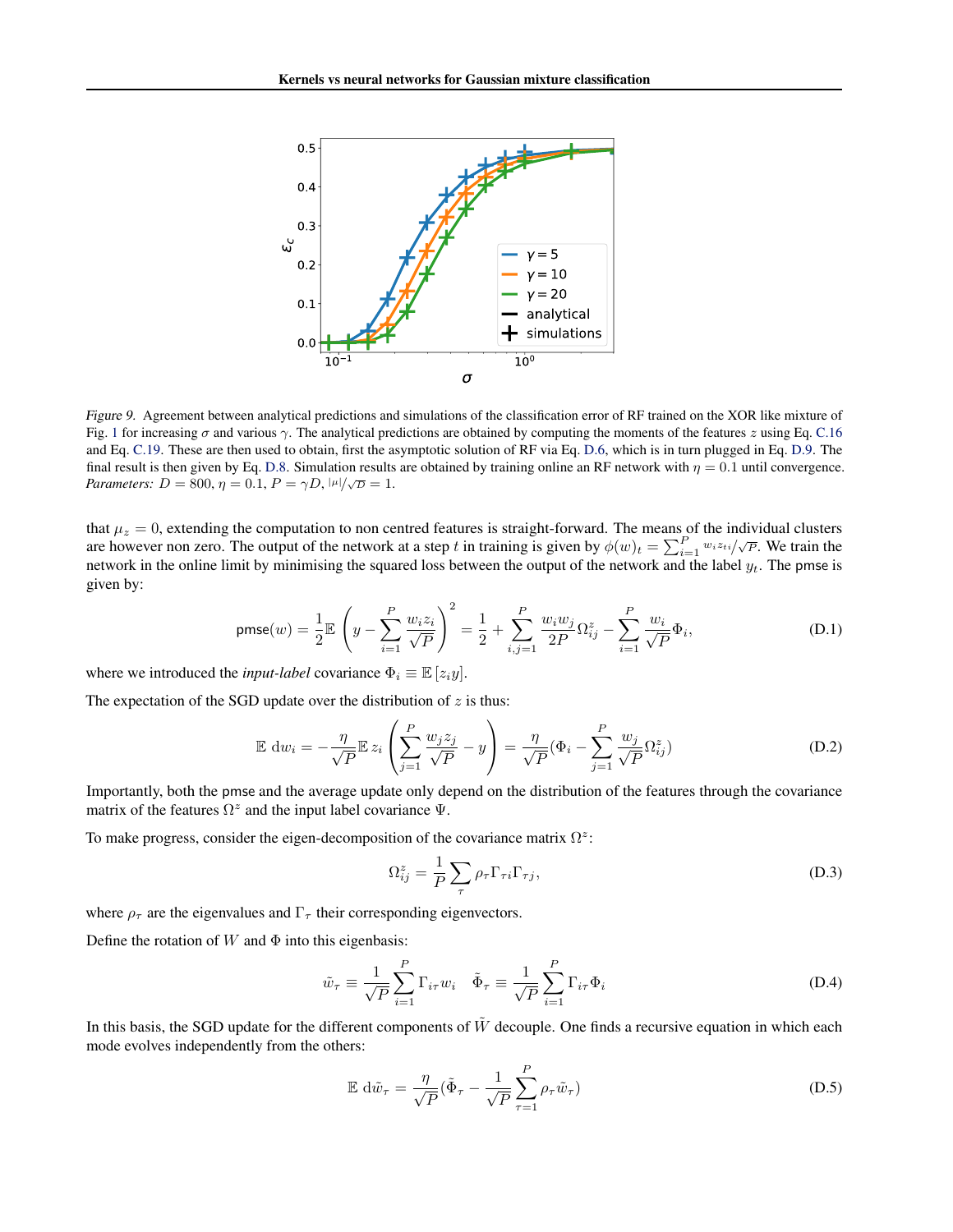*Figure 9.* Agreement between analytical predictions and simulations of the classification error of RF trained on the XOR like mixture of Fig. 1 for increasing $\sigma$ and various $\gamma$. The analytical predictions are obtained by computing the moments of the features $z$ using Eq. C.16 and Eq. C.19. These are then used to obtain, first the asymptotic solution of RF via Eq. D.6, which is in turn plugged in Eq. D.9. The final result is then given by Eq. D.8. Simulation results are obtained by training online an RF network with $\eta = 0.1$ until convergence. *Parameters:* $D = 800$, $\eta = 0.1$, $P = \gamma D$, $|\mu|/\sqrt{D} = 1$.

that $\mu_z = 0$, extending the computation to non centred features is straight-forward. The means of the individual clusters are however non zero. The output of the network at a step $t$ in training is given by $\phi(w)_t = \sum_{i=1}^{P} w_i z_{ti}/\sqrt{P}$. We train the network in the online limit by minimising the squared loss between the output of the network and the label $y_t$. The pmse is given by:

$$\mathsf{pmse}(w) = \frac{1}{2}\mathbb{E}\left(y - \sum_{i=1}^{P}\frac{w_i z_i}{\sqrt{P}}\right)^2 = \frac{1}{2} + \sum_{i,j=1}^{P}\frac{w_i w_j}{2P}\Omega^z_{ij} - \sum_{i=1}^{P}\frac{w_i}{\sqrt{P}}\Phi_i, \tag{D.1}$$

where we introduced the *input-label* covariance $\Phi_i \equiv \mathbb{E}\left[z_i y\right]$.

The expectation of the SGD update over the distribution of $z$ is thus:

$$\mathbb{E}\ \mathrm{d}w_i = -\frac{\eta}{\sqrt{P}}\mathbb{E}\, z_i\left(\sum_{j=1}^{P}\frac{w_j z_j}{\sqrt{P}} - y\right) = \frac{\eta}{\sqrt{P}}(\Phi_i - \sum_{j=1}^{P}\frac{w_j}{\sqrt{P}}\Omega^z_{ij}) \tag{D.2}$$

Importantly, both the pmse and the average update only depend on the distribution of the features through the covariance matrix of the features $\Omega^z$ and the input label covariance $\Psi$.

To make progress, consider the eigen-decomposition of the covariance matrix $\Omega^z$:

$$\Omega^z_{ij} = \frac{1}{P}\sum_{\tau}\rho_\tau\Gamma_{\tau i}\Gamma_{\tau j}, \tag{D.3}$$

where $\rho_\tau$ are the eigenvalues and $\Gamma_\tau$ their corresponding eigenvectors.

Define the rotation of $W$ and $\Phi$ into this eigenbasis:

$$\tilde{w}_\tau \equiv \frac{1}{\sqrt{P}}\sum_{i=1}^{P}\Gamma_{i\tau}w_i \quad \tilde{\Phi}_\tau \equiv \frac{1}{\sqrt{P}}\sum_{i=1}^{P}\Gamma_{i\tau}\Phi_i \tag{D.4}$$

In this basis, the SGD update for the different components of $\tilde{W}$ decouple. One finds a recursive equation in which each mode evolves independently from the others:

$$\mathbb{E}\ \mathrm{d}\tilde{w}_\tau = \frac{\eta}{\sqrt{P}}(\tilde{\Phi}_\tau - \frac{1}{\sqrt{P}}\sum_{\tau=1}^{P}\rho_\tau\tilde{w}_\tau) \tag{D.5}$$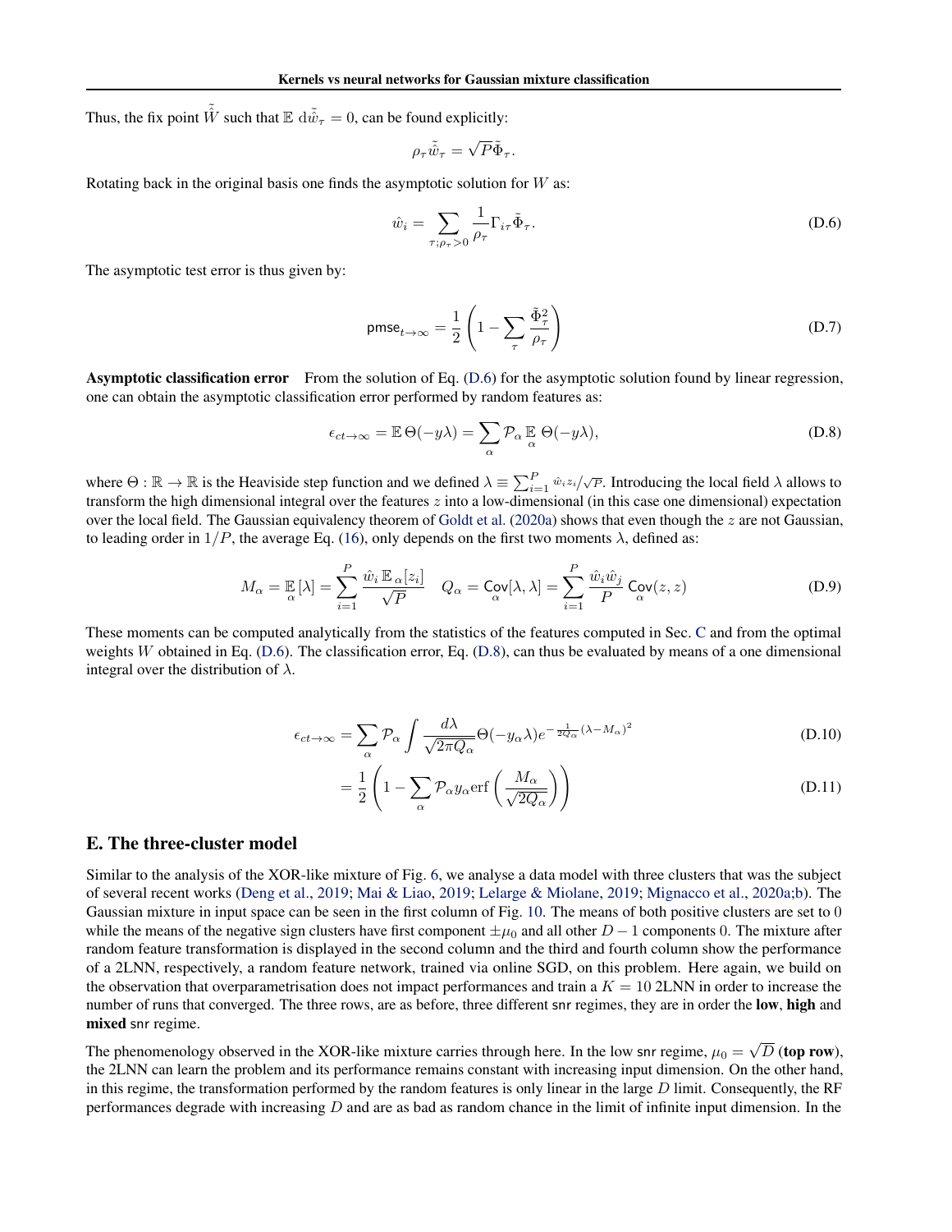Thus, the fix point $\tilde{\tilde{W}}$ such that $\mathbb{E}\ \mathrm{d}\tilde{\tilde{w}}_\tau = 0$, can be found explicitly:

$$\rho_\tau \tilde{\tilde{w}}_\tau = \sqrt{P}\tilde{\Phi}_\tau.$$

Rotating back in the original basis one finds the asymptotic solution for $W$ as:

$$\hat{w}_i = \sum_{\tau;\rho_\tau>0} \frac{1}{\rho_\tau}\Gamma_{i\tau}\tilde{\Phi}_\tau. \tag{D.6}$$

The asymptotic test error is thus given by:

$$\mathsf{pmse}_{t\to\infty} = \frac{1}{2}\left(1 - \sum_\tau \frac{\tilde{\Phi}_\tau^2}{\rho_\tau}\right) \tag{D.7}$$

**Asymptotic classification error** From the solution of Eq. (D.6) for the asymptotic solution found by linear regression, one can obtain the asymptotic classification error performed by random features as:

$$\epsilon_{ct\to\infty} = \mathbb{E}\,\Theta(-y\lambda) = \sum_\alpha \mathcal{P}_\alpha \mathop{\mathbb{E}}_\alpha \Theta(-y\lambda), \tag{D.8}$$

where $\Theta : \mathbb{R} \to \mathbb{R}$ is the Heaviside step function and we defined $\lambda \equiv \sum_{i=1}^P \hat{w}_i z_i/\sqrt{P}$. Introducing the local field $\lambda$ allows to transform the high dimensional integral over the features $z$ into a low-dimensional (in this case one dimensional) expectation over the local field. The Gaussian equivalency theorem of Goldt et al. (2020a) shows that even though the $z$ are not Gaussian, to leading order in $1/P$, the average Eq. (16), only depends on the first two moments $\lambda$, defined as:

$$M_\alpha = \mathop{\mathbb{E}}_\alpha[\lambda] = \sum_{i=1}^P \frac{\hat{w}_i\,\mathbb{E}_\alpha[z_i]}{\sqrt{P}} \quad Q_\alpha = \mathop{\mathsf{Cov}}_\alpha[\lambda,\lambda] = \sum_{i=1}^P \frac{\hat{w}_i\hat{w}_j}{P}\mathop{\mathsf{Cov}}_\alpha(z,z) \tag{D.9}$$

These moments can be computed analytically from the statistics of the features computed in Sec. C and from the optimal weights $W$ obtained in Eq. (D.6). The classification error, Eq. (D.8), can thus be evaluated by means of a one dimensional integral over the distribution of $\lambda$.

$$\epsilon_{ct\to\infty} = \sum_\alpha \mathcal{P}_\alpha \int \frac{d\lambda}{\sqrt{2\pi Q_\alpha}}\Theta(-y_\alpha\lambda)e^{-\frac{1}{2Q_\alpha}(\lambda - M_\alpha)^2} \tag{D.10}$$

$$= \frac{1}{2}\left(1 - \sum_\alpha \mathcal{P}_\alpha y_\alpha \mathrm{erf}\left(\frac{M_\alpha}{\sqrt{2Q_\alpha}}\right)\right) \tag{D.11}$$

## E. The three-cluster model

Similar to the analysis of the XOR-like mixture of Fig. 6, we analyse a data model with three clusters that was the subject of several recent works (Deng et al., 2019; Mai & Liao, 2019; Lelarge & Miolane, 2019; Mignacco et al., 2020a;b). The Gaussian mixture in input space can be seen in the first column of Fig. 10. The means of both positive clusters are set to 0 while the means of the negative sign clusters have first component $\pm\mu_0$ and all other $D-1$ components 0. The mixture after random feature transformation is displayed in the second column and the third and fourth column show the performance of a 2LNN, respectively, a random feature network, trained via online SGD, on this problem. Here again, we build on the observation that overparametrisation does not impact performances and train a $K = 10$ 2LNN in order to increase the number of runs that converged. The three rows, are as before, three different snr regimes, they are in order the **low**, **high** and **mixed** snr regime.

The phenomenology observed in the XOR-like mixture carries through here. In the low snr regime, $\mu_0 = \sqrt{D}$ (**top row**), the 2LNN can learn the problem and its performance remains constant with increasing input dimension. On the other hand, in this regime, the transformation performed by the random features is only linear in the large $D$ limit. Consequently, the RF performances degrade with increasing $D$ and are as bad as random chance in the limit of infinite input dimension. In the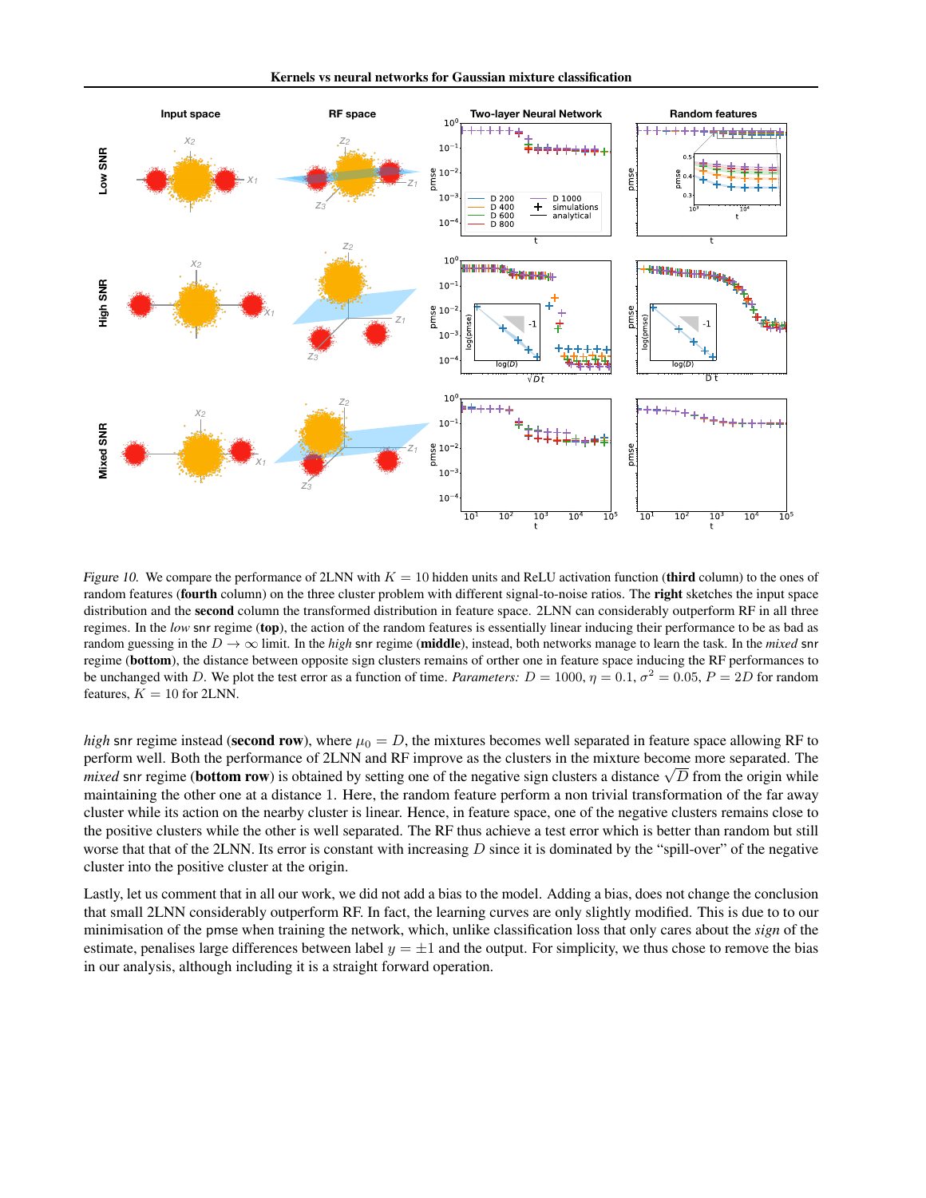Input space

RF space

Two-layer Neural Network

Random features

Low SNR

High SNR

Mixed SNR

D 200
D 400
D 600
D 800
D 1000
simulations
analytical

pmse

t

$\sqrt{D}t$

$Dt$

log(pmse)

log(D)

-1

Figure 10. We compare the performance of 2LNN with $K = 10$ hidden units and ReLU activation function (**third** column) to the ones of random features (**fourth** column) on the three cluster problem with different signal-to-noise ratios. The **right** sketches the input space distribution and the **second** column the transformed distribution in feature space. 2LNN can considerably outperform RF in all three regimes. In the *low* snr regime (**top**), the action of the random features is essentially linear inducing their performance to be as bad as random guessing in the $D \to \infty$ limit. In the *high* snr regime (**middle**), instead, both networks manage to learn the task. In the *mixed* snr regime (**bottom**), the distance between opposite sign clusters remains of orther one in feature space inducing the RF performances to be unchanged with $D$. We plot the test error as a function of time. *Parameters:* $D = 1000$, $\eta = 0.1$, $\sigma^2 = 0.05$, $P = 2D$ for random features, $K = 10$ for 2LNN.

*high* snr regime instead (**second row**), where $\mu_0 = D$, the mixtures becomes well separated in feature space allowing RF to perform well. Both the performance of 2LNN and RF improve as the clusters in the mixture become more separated. The *mixed* snr regime (**bottom row**) is obtained by setting one of the negative sign clusters a distance $\sqrt{D}$ from the origin while maintaining the other one at a distance 1. Here, the random feature perform a non trivial transformation of the far away cluster while its action on the nearby cluster is linear. Hence, in feature space, one of the negative clusters remains close to the positive clusters while the other is well separated. The RF thus achieve a test error which is better than random but still worse that that of the 2LNN. Its error is constant with increasing $D$ since it is dominated by the "spill-over" of the negative cluster into the positive cluster at the origin.

Lastly, let us comment that in all our work, we did not add a bias to the model. Adding a bias, does not change the conclusion that small 2LNN considerably outperform RF. In fact, the learning curves are only slightly modified. This is due to to our minimisation of the pmse when training the network, which, unlike classification loss that only cares about the *sign* of the estimate, penalises large differences between label $y = \pm 1$ and the output. For simplicity, we thus chose to remove the bias in our analysis, although including it is a straight forward operation.